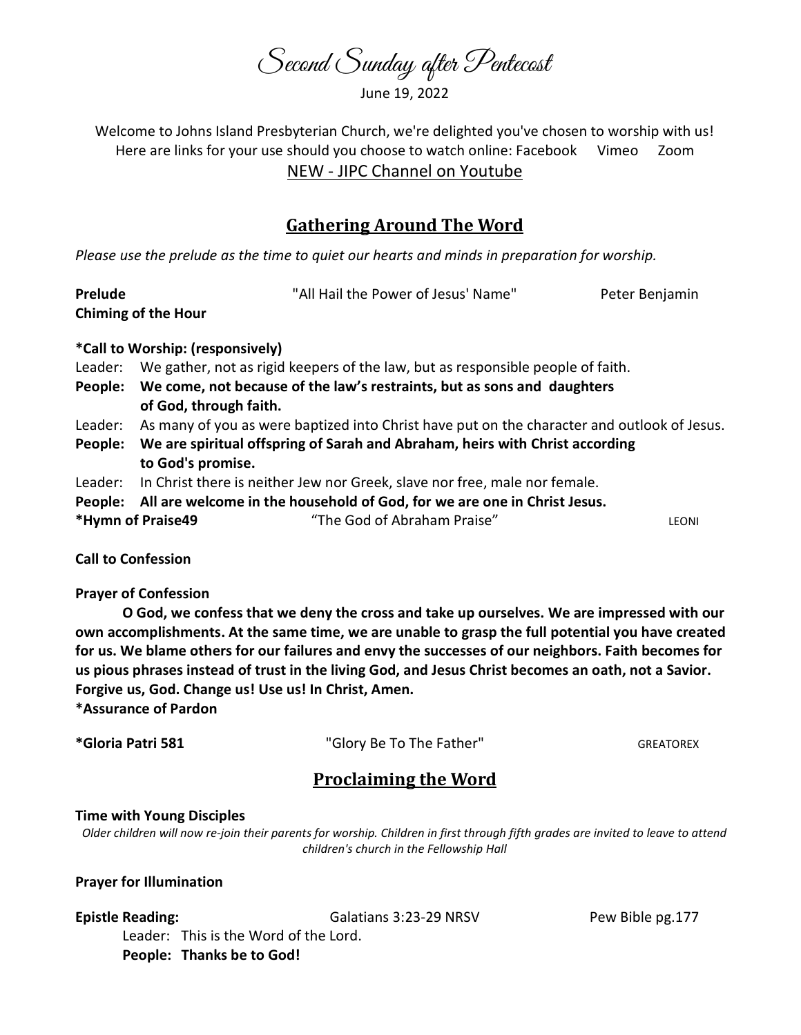# Second Sunday after Pentecost

June 19, 2022

Welcome to Johns Island Presbyterian Church, we're delighted you've chosen to worship with us! Here are links for your use should you choose to watch online: Facebook Vimeo Zoom

NEW - JIPC Channel on Youtube

## Gathering Around The Word

*Please use the prelude as the time to quiet our hearts and minds in preparation for worship.*

**Prelude** "All Hail the Power of Jesus' Name" Peter Benjamin

**Chiming of the Hour**

**\*Call to Worship: (responsively)**

Leader: We gather, not as rigid keepers of the law, but as responsible people of faith.

**People: We come, not because of the law's restraints, but as sons and daughters of God, through faith.**

Leader: As many of you as were baptized into Christ have put on the character and outlook of Jesus.

**People: We are spiritual offspring of Sarah and Abraham, heirs with Christ according to God's promise.**

Leader: In Christ there is neither Jew nor Greek, slave nor free, male nor female.

**People: All are welcome in the household of God, for we are one in Christ Jesus.**

**\*Hymn of Praise49** "The God of Abraham Praise" LEONI

**Call to Confession**

**Prayer of Confession**

**O God, we confess that we deny the cross and take up ourselves. We are impressed with our own accomplishments. At the same time, we are unable to grasp the full potential you have created for us. We blame others for our failures and envy the successes of our neighbors. Faith becomes for us pious phrases instead of trust in the living God, and Jesus Christ becomes an oath, not a Savior. Forgive us, God. Change us! Use us! In Christ, Amen.**

**\*Assurance of Pardon**

**\*Gloria Patri 581** "Glory Be To The Father" GREATOREX

## Proclaiming the Word

**Time with Young Disciples**

*Older children will now re-join their parents for worship. Children in first through fifth grades are invited to leave to attend children's church in the Fellowship Hall*

**Prayer for Illumination**

**Epistle Reading:** Galatians 3:23-29 NRSV Pew Bible pg.177

Leader: This is the Word of the Lord.

**People: Thanks be to God!**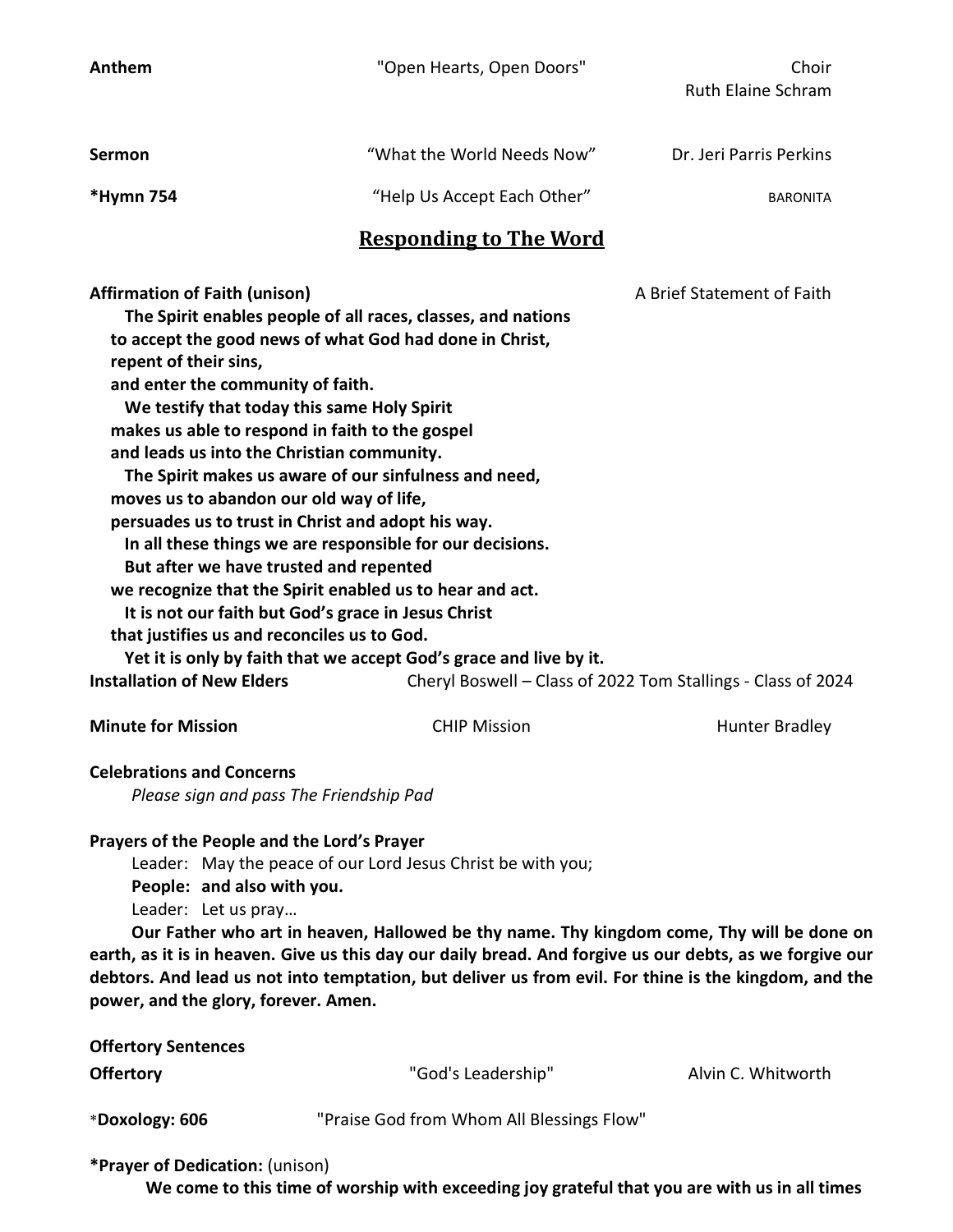**Anthem** "Open Hearts, Open Doors" Choir
Ruth Elaine Schram

**Sermon** "What the World Needs Now" Dr. Jeri Parris Perkins

***Hymn 754** "Help Us Accept Each Other" BARONITA

## Responding to The Word

**Affirmation of Faith (unison)** A Brief Statement of Faith

**The Spirit enables people of all races, classes, and nations**
**to accept the good news of what God had done in Christ,**
**repent of their sins,**
**and enter the community of faith.**
**We testify that today this same Holy Spirit**
**makes us able to respond in faith to the gospel**
**and leads us into the Christian community.**
**The Spirit makes us aware of our sinfulness and need,**
**moves us to abandon our old way of life,**
**persuades us to trust in Christ and adopt his way.**
**In all these things we are responsible for our decisions.**
**But after we have trusted and repented**
**we recognize that the Spirit enabled us to hear and act.**
**It is not our faith but God's grace in Jesus Christ**
**that justifies us and reconciles us to God.**
**Yet it is only by faith that we accept God's grace and live by it.**

**Installation of New Elders** Cheryl Boswell – Class of 2022 Tom Stallings - Class of 2024

**Minute for Mission** CHIP Mission Hunter Bradley

**Celebrations and Concerns**

*Please sign and pass The Friendship Pad*

**Prayers of the People and the Lord's Prayer**

Leader: May the peace of our Lord Jesus Christ be with you;
**People: and also with you.**
Leader: Let us pray…

**Our Father who art in heaven, Hallowed be thy name. Thy kingdom come, Thy will be done on earth, as it is in heaven. Give us this day our daily bread. And forgive us our debts, as we forgive our debtors. And lead us not into temptation, but deliver us from evil. For thine is the kingdom, and the power, and the glory, forever. Amen.**

**Offertory Sentences**

**Offertory** "God's Leadership" Alvin C. Whitworth

***Doxology: 606** "Praise God from Whom All Blessings Flow"

***Prayer of Dedication:** (unison)

**We come to this time of worship with exceeding joy grateful that you are with us in all times**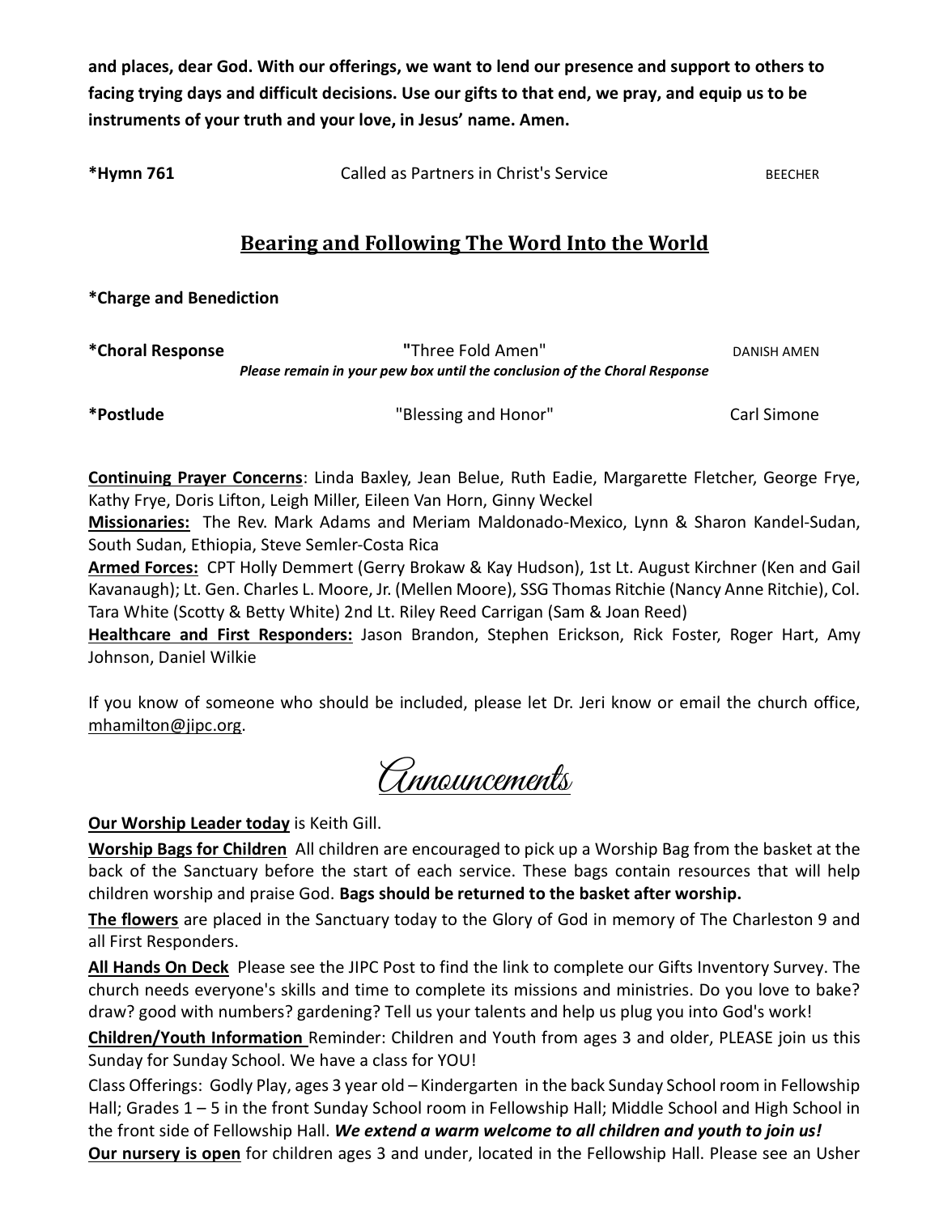**and places, dear God. With our offerings, we want to lend our presence and support to others to facing trying days and difficult decisions. Use our gifts to that end, we pray, and equip us to be instruments of your truth and your love, in Jesus' name. Amen.**

**\*Hymn 761** Called as Partners in Christ's Service BEECHER

## Bearing and Following The Word Into the World

**\*Charge and Benediction**

**\*Choral Response** "Three Fold Amen" DANISH AMEN

***Please remain in your pew box until the conclusion of the Choral Response***

**\*Postlude** "Blessing and Honor" Carl Simone

**Continuing Prayer Concerns**: Linda Baxley, Jean Belue, Ruth Eadie, Margarette Fletcher, George Frye, Kathy Frye, Doris Lifton, Leigh Miller, Eileen Van Horn, Ginny Weckel

**Missionaries:** The Rev. Mark Adams and Meriam Maldonado-Mexico, Lynn & Sharon Kandel-Sudan, South Sudan, Ethiopia, Steve Semler-Costa Rica

**Armed Forces:** CPT Holly Demmert (Gerry Brokaw & Kay Hudson), 1st Lt. August Kirchner (Ken and Gail Kavanaugh); Lt. Gen. Charles L. Moore, Jr. (Mellen Moore), SSG Thomas Ritchie (Nancy Anne Ritchie), Col. Tara White (Scotty & Betty White) 2nd Lt. Riley Reed Carrigan (Sam & Joan Reed)

**Healthcare and First Responders:** Jason Brandon, Stephen Erickson, Rick Foster, Roger Hart, Amy Johnson, Daniel Wilkie

If you know of someone who should be included, please let Dr. Jeri know or email the church office, mhamilton@jipc.org.

# Announcements

**Our Worship Leader today** is Keith Gill.

**Worship Bags for Children** All children are encouraged to pick up a Worship Bag from the basket at the back of the Sanctuary before the start of each service. These bags contain resources that will help children worship and praise God. **Bags should be returned to the basket after worship.**

**The flowers** are placed in the Sanctuary today to the Glory of God in memory of The Charleston 9 and all First Responders.

**All Hands On Deck** Please see the JIPC Post to find the link to complete our Gifts Inventory Survey. The church needs everyone's skills and time to complete its missions and ministries. Do you love to bake? draw? good with numbers? gardening? Tell us your talents and help us plug you into God's work!

**Children/Youth Information** Reminder: Children and Youth from ages 3 and older, PLEASE join us this Sunday for Sunday School. We have a class for YOU!

Class Offerings: Godly Play, ages 3 year old – Kindergarten in the back Sunday School room in Fellowship Hall; Grades 1 – 5 in the front Sunday School room in Fellowship Hall; Middle School and High School in the front side of Fellowship Hall. ***We extend a warm welcome to all children and youth to join us!***

**Our nursery is open** for children ages 3 and under, located in the Fellowship Hall. Please see an Usher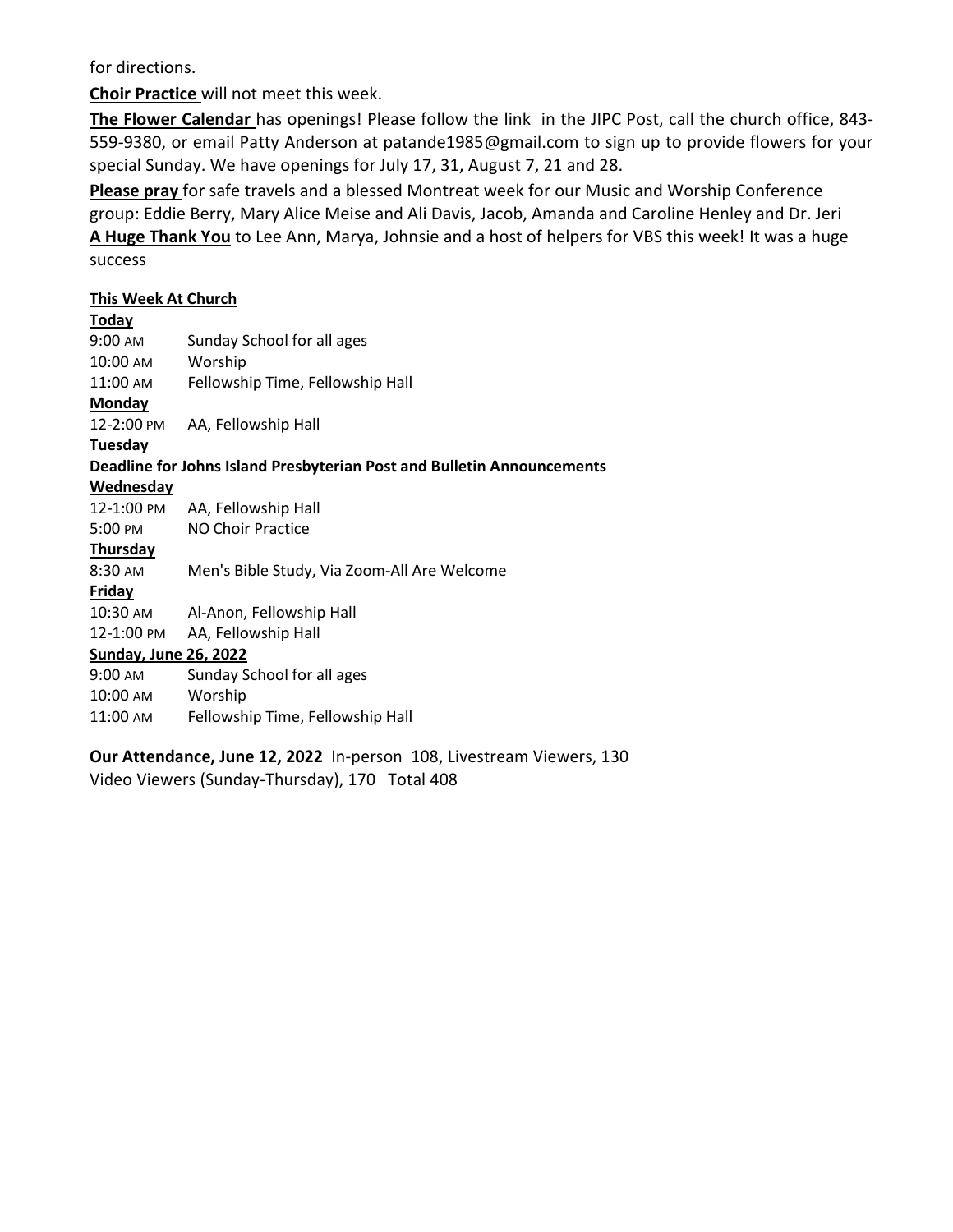for directions.

**Choir Practice** will not meet this week.

**The Flower Calendar** has openings! Please follow the link in the JIPC Post, call the church office, 843-559-9380, or email Patty Anderson at patande1985@gmail.com to sign up to provide flowers for your special Sunday. We have openings for July 17, 31, August 7, 21 and 28.

**Please pray** for safe travels and a blessed Montreat week for our Music and Worship Conference group: Eddie Berry, Mary Alice Meise and Ali Davis, Jacob, Amanda and Caroline Henley and Dr. Jeri

**A Huge Thank You** to Lee Ann, Marya, Johnsie and a host of helpers for VBS this week! It was a huge success

**This Week At Church**

**Today**

9:00 AM Sunday School for all ages
10:00 AM Worship
11:00 AM Fellowship Time, Fellowship Hall

**Monday**

12-2:00 PM AA, Fellowship Hall

**Tuesday**

**Deadline for Johns Island Presbyterian Post and Bulletin Announcements**

**Wednesday**

12-1:00 PM AA, Fellowship Hall
5:00 PM NO Choir Practice

**Thursday**

8:30 AM Men's Bible Study, Via Zoom-All Are Welcome

**Friday**

10:30 AM Al-Anon, Fellowship Hall
12-1:00 PM AA, Fellowship Hall

**Sunday, June 26, 2022**

9:00 AM Sunday School for all ages
10:00 AM Worship
11:00 AM Fellowship Time, Fellowship Hall

**Our Attendance, June 12, 2022** In-person 108, Livestream Viewers, 130
Video Viewers (Sunday-Thursday), 170 Total 408